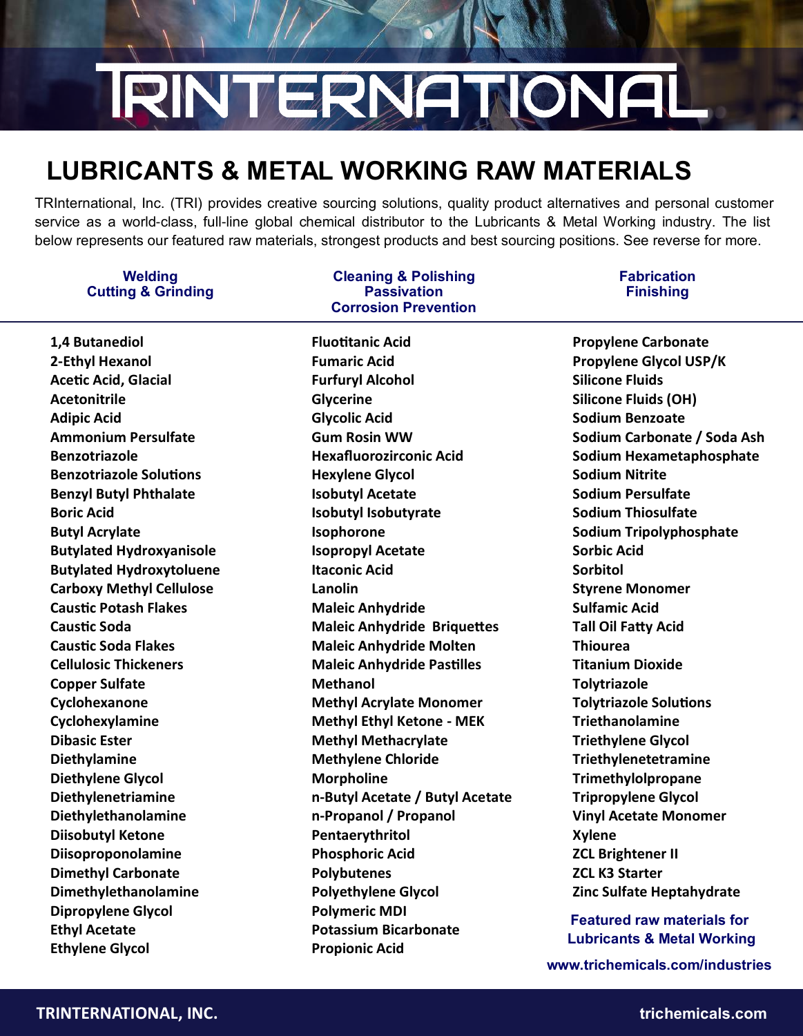# TRINTERNATIONAL

## LUBRICANTS & METAL WORKING RAW MATERIALS

TRInternational, Inc. (TRI) provides creative sourcing solutions, quality product alternatives and personal customer service as a world-class, full-line global chemical distributor to the Lubricants & Metal Working industry. The list below represents our featured raw materials, strongest products and best sourcing positions. See reverse for more.

**Welding**
**Cutting & Grinding**

**Cleaning & Polishing**
**Passivation**
**Corrosion Prevention**

**Fabrication**
**Finishing**

- **1,4 Butanediol**
- **2-Ethyl Hexanol**
- **Acetic Acid, Glacial**
- **Acetonitrile**
- **Adipic Acid**
- **Ammonium Persulfate**
- **Benzotriazole**
- **Benzotriazole Solutions**
- **Benzyl Butyl Phthalate**
- **Boric Acid**
- **Butyl Acrylate**
- **Butylated Hydroxyanisole**
- **Butylated Hydroxytoluene**
- **Carboxy Methyl Cellulose**
- **Caustic Potash Flakes**
- **Caustic Soda**
- **Caustic Soda Flakes**
- **Cellulosic Thickeners**
- **Copper Sulfate**
- **Cyclohexanone**
- **Cyclohexylamine**
- **Dibasic Ester**
- **Diethylamine**
- **Diethylene Glycol**
- **Diethylenetriamine**
- **Diethylethanolamine**
- **Diisobutyl Ketone**
- **Diisoproponolamine**
- **Dimethyl Carbonate**
- **Dimethylethanolamine**
- **Dipropylene Glycol**
- **Ethyl Acetate**
- **Ethylene Glycol**
- **Fluotitanic Acid**
- **Fumaric Acid**
- **Furfuryl Alcohol**
- **Glycerine**
- **Glycolic Acid**
- **Gum Rosin WW**
- **Hexafluorozirconic Acid**
- **Hexylene Glycol**
- **Isobutyl Acetate**
- **Isobutyl Isobutyrate**
- **Isophorone**
- **Isopropyl Acetate**
- **Itaconic Acid**
- **Lanolin**
- **Maleic Anhydride**
- **Maleic Anhydride Briquettes**
- **Maleic Anhydride Molten**
- **Maleic Anhydride Pastilles**
- **Methanol**
- **Methyl Acrylate Monomer**
- **Methyl Ethyl Ketone - MEK**
- **Methyl Methacrylate**
- **Methylene Chloride**
- **Morpholine**
- **n-Butyl Acetate / Butyl Acetate**
- **n-Propanol / Propanol**
- **Pentaerythritol**
- **Phosphoric Acid**
- **Polybutenes**
- **Polyethylene Glycol**
- **Polymeric MDI**
- **Potassium Bicarbonate**
- **Propionic Acid**
- **Propylene Carbonate**
- **Propylene Glycol USP/K**
- **Silicone Fluids**
- **Silicone Fluids (OH)**
- **Sodium Benzoate**
- **Sodium Carbonate / Soda Ash**
- **Sodium Hexametaphosphate**
- **Sodium Nitrite**
- **Sodium Persulfate**
- **Sodium Thiosulfate**
- **Sodium Tripolyphosphate**
- **Sorbic Acid**
- **Sorbitol**
- **Styrene Monomer**
- **Sulfamic Acid**
- **Tall Oil Fatty Acid**
- **Thiourea**
- **Titanium Dioxide**
- **Tolytriazole**
- **Tolytriazole Solutions**
- **Triethanolamine**
- **Triethylene Glycol**
- **Triethylenetetramine**
- **Trimethylolpropane**
- **Tripropylene Glycol**
- **Vinyl Acetate Monomer**
- **Xylene**
- **ZCL Brightener II**
- **ZCL K3 Starter**
- **Zinc Sulfate Heptahydrate**

**Featured raw materials for Lubricants & Metal Working**

**www.trichemicals.com/industries**

**TRINTERNATIONAL, INC.** **trichemicals.com**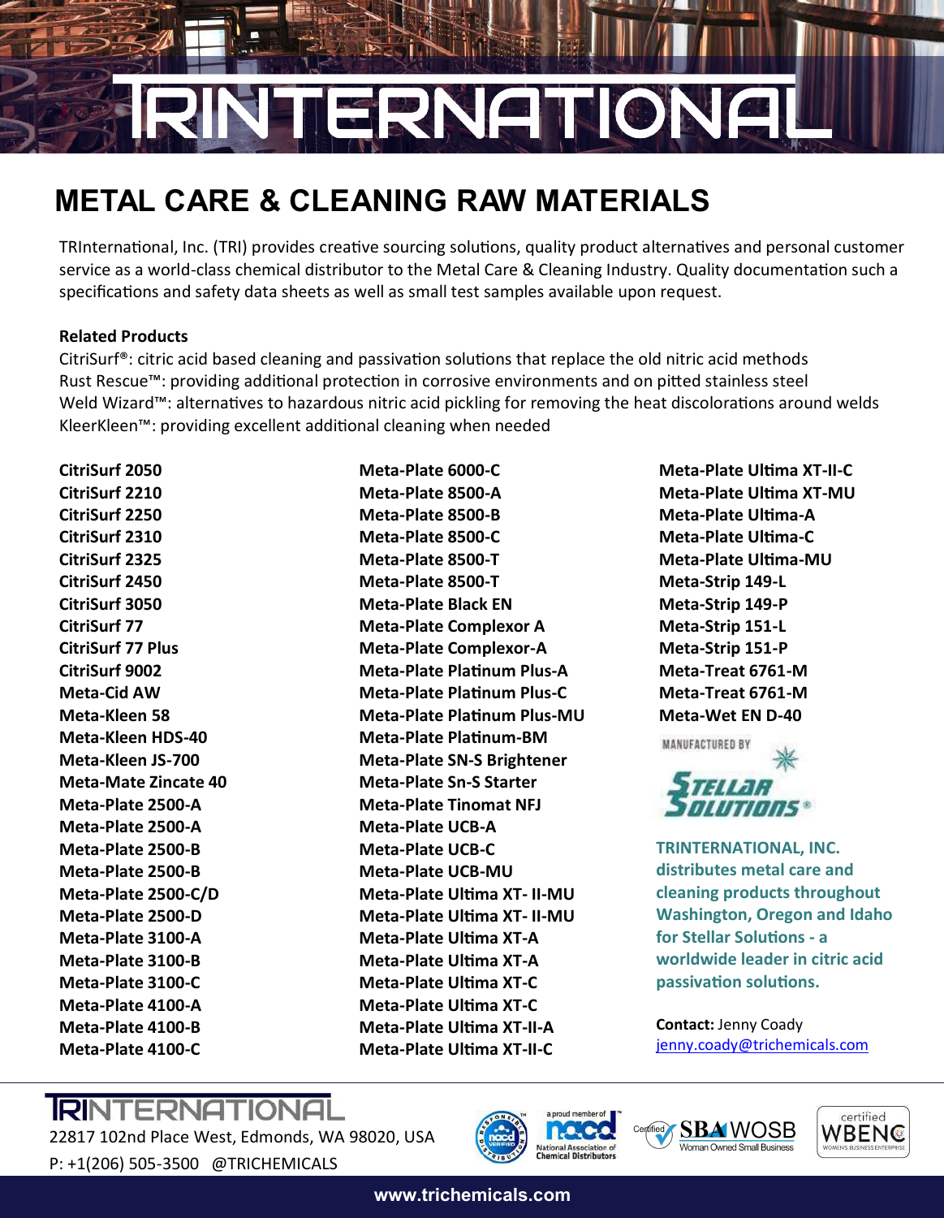# TRINTERNATIONAL

## METAL CARE & CLEANING RAW MATERIALS

TRInternational, Inc. (TRI) provides creative sourcing solutions, quality product alternatives and personal customer service as a world-class chemical distributor to the Metal Care & Cleaning Industry. Quality documentation such a specifications and safety data sheets as well as small test samples available upon request.

**Related Products**

CitriSurf®: citric acid based cleaning and passivation solutions that replace the old nitric acid methods
Rust Rescue™: providing additional protection in corrosive environments and on pitted stainless steel
Weld Wizard™: alternatives to hazardous nitric acid pickling for removing the heat discolorations around welds
KleerKleen™: providing excellent additional cleaning when needed

**CitriSurf 2050**
**CitriSurf 2210**
**CitriSurf 2250**
**CitriSurf 2310**
**CitriSurf 2325**
**CitriSurf 2450**
**CitriSurf 3050**
**CitriSurf 77**
**CitriSurf 77 Plus**
**CitriSurf 9002**
**Meta-Cid AW**
**Meta-Kleen 58**
**Meta-Kleen HDS-40**
**Meta-Kleen JS-700**
**Meta-Mate Zincate 40**
**Meta-Plate 2500-A**
**Meta-Plate 2500-A**
**Meta-Plate 2500-B**
**Meta-Plate 2500-B**
**Meta-Plate 2500-C/D**
**Meta-Plate 2500-D**
**Meta-Plate 3100-A**
**Meta-Plate 3100-B**
**Meta-Plate 3100-C**
**Meta-Plate 4100-A**
**Meta-Plate 4100-B**
**Meta-Plate 4100-C**
**Meta-Plate 6000-C**
**Meta-Plate 8500-A**
**Meta-Plate 8500-B**
**Meta-Plate 8500-C**
**Meta-Plate 8500-T**
**Meta-Plate 8500-T**
**Meta-Plate Black EN**
**Meta-Plate Complexor A**
**Meta-Plate Complexor-A**
**Meta-Plate Platinum Plus-A**
**Meta-Plate Platinum Plus-C**
**Meta-Plate Platinum Plus-MU**
**Meta-Plate Platinum-BM**
**Meta-Plate SN-S Brightener**
**Meta-Plate Sn-S Starter**
**Meta-Plate Tinomat NFJ**
**Meta-Plate UCB-A**
**Meta-Plate UCB-C**
**Meta-Plate UCB-MU**
**Meta-Plate Ultima XT- II-MU**
**Meta-Plate Ultima XT- II-MU**
**Meta-Plate Ultima XT-A**
**Meta-Plate Ultima XT-A**
**Meta-Plate Ultima XT-C**
**Meta-Plate Ultima XT-C**
**Meta-Plate Ultima XT-II-A**
**Meta-Plate Ultima XT-II-C**
**Meta-Plate Ultima XT-II-C**
**Meta-Plate Ultima XT-MU**
**Meta-Plate Ultima-A**
**Meta-Plate Ultima-C**
**Meta-Plate Ultima-MU**
**Meta-Strip 149-L**
**Meta-Strip 149-P**
**Meta-Strip 151-L**
**Meta-Strip 151-P**
**Meta-Treat 6761-M**
**Meta-Treat 6761-M**
**Meta-Wet EN D-40**

MANUFACTURED BY
STELLAR SOLUTIONS®

**TRINTERNATIONAL, INC. distributes metal care and cleaning products throughout Washington, Oregon and Idaho for Stellar Solutions - a worldwide leader in citric acid passivation solutions.**

**Contact:** Jenny Coady
jenny.coady@trichemicals.com

TRINTERNATIONAL
22817 102nd Place West, Edmonds, WA 98020, USA
P: +1(206) 505-3500 @TRICHEMICALS

www.trichemicals.com